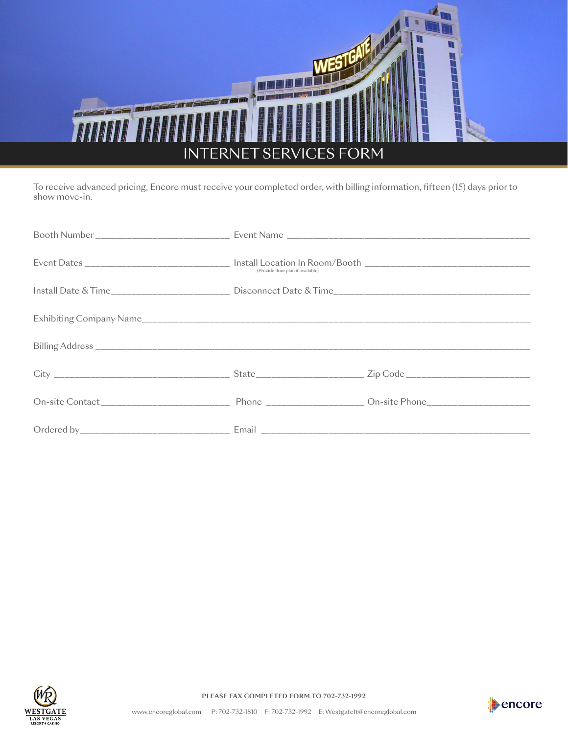# INTERNET SERVICES FORM

To receive advanced pricing, Encore must receive your completed order, with billing information, fifteen (15) days prior to show move-in.

Booth Number ___________________________ Event Name _________________________________________________

Event Dates _____________________________ Install Location In Room/Booth _________________________________
(Provide floor plan if available)

Install Date & Time________________________ Disconnect Date & Time________________________________________

Exhibiting Company Name___________________________________________________________________________

Billing Address ___________________________________________________________________________________

City ___________________________________ State_____________________ Zip Code _________________________

On-site Contact__________________________ Phone ___________________ On-site Phone____________________

Ordered by______________________________ Email ______________________________________________________

**PLEASE FAX COMPLETED FORM TO 702-732-1992**

www.encoreglobal.com P: 702-732-1810 F: 702-732-1992 E: WestgateIt@encoreglobal.com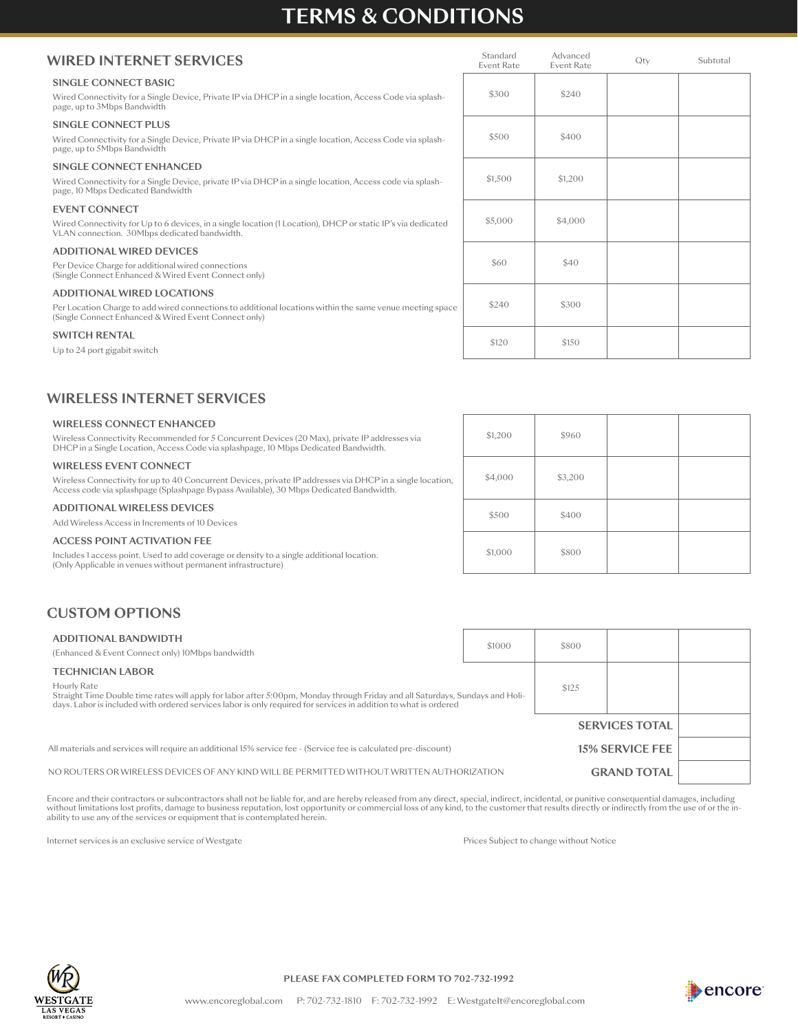# TERMS & CONDITIONS

## WIRED INTERNET SERVICES

| Service | Standard Event Rate | Advanced Event Rate | Qty | Subtotal |
|---|---|---|---|---|
| **SINGLE CONNECT BASIC**<br>Wired Connectivity for a Single Device, Private IP via DHCP in a single location, Access Code via splash-page, up to 3Mbps Bandwidth | $300 | $240 | | |
| **SINGLE CONNECT PLUS**<br>Wired Connectivity for a Single Device, Private IP via DHCP in a single location, Access Code via splash-page, up to 5Mbps Bandwidth | $500 | $400 | | |
| **SINGLE CONNECT ENHANCED**<br>Wired Connectivity for a Single Device, private IP via DHCP in a single location, Access code via splash-page, 10 Mbps Dedicated Bandwidth | $1,500 | $1,200 | | |
| **EVENT CONNECT**<br>Wired Connectivity for Up to 6 devices, in a single location (1 Location), DHCP or static IP's via dedicated VLAN connection. 30Mbps dedicated bandwidth. | $5,000 | $4,000 | | |
| **ADDITIONAL WIRED DEVICES**<br>Per Device Charge for additional wired connections (Single Connect Enhanced & Wired Event Connect only) | $60 | $40 | | |
| **ADDITIONAL WIRED LOCATIONS**<br>Per Location Charge to add wired connections to additional locations within the same venue meeting space (Single Connect Enhanced & Wired Event Connect only) | $240 | $300 | | |
| **SWITCH RENTAL**<br>Up to 24 port gigabit switch | $120 | $150 | | |

## WIRELESS INTERNET SERVICES

| Service | Standard Event Rate | Advanced Event Rate | Qty | Subtotal |
|---|---|---|---|---|
| **WIRELESS CONNECT ENHANCED**<br>Wireless Connectivity Recommended for 5 Concurrent Devices (20 Max), private IP addresses via DHCP in a Single Location, Access Code via splashpage, 10 Mbps Dedicated Bandwidth. | $1,200 | $960 | | |
| **WIRELESS EVENT CONNECT**<br>Wireless Connectivity for up to 40 Concurrent Devices, private IP addresses via DHCP in a single location, Access code via splashpage (Splashpage Bypass Available), 30 Mbps Dedicated Bandwidth. | $4,000 | $3,200 | | |
| **ADDITIONAL WIRELESS DEVICES**<br>Add Wireless Access in Increments of 10 Devices | $500 | $400 | | |
| **ACCESS POINT ACTIVATION FEE**<br>Includes 1 access point. Used to add coverage or density to a single additional location. (Only Applicable in venues without permanent infrastructure) | $1,000 | $800 | | |

## CUSTOM OPTIONS

| Service | Standard Event Rate | Advanced Event Rate | Qty | Subtotal |
|---|---|---|---|---|
| **ADDITIONAL BANDWIDTH**<br>(Enhanced & Event Connect only) 10Mbps bandwidth | $1000 | $800 | | |
| **TECHNICIAN LABOR**<br>Hourly Rate<br>Straight Time Double time rates will apply for labor after 5:00pm, Monday through Friday and all Saturdays, Sundays and Holidays. Labor is included with ordered services labor is only required for services in addition to what is ordered | | $125 | | |
| | | | **SERVICES TOTAL** | |
| All materials and services will require an additional 15% service fee - (Service fee is calculated pre-discount) | | | **15% SERVICE FEE** | |
| NO ROUTERS OR WIRELESS DEVICES OF ANY KIND WILL BE PERMITTED WITHOUT WRITTEN AUTHORIZATION | | | **GRAND TOTAL** | |

Encore and their contractors or subcontractors shall not be liable for, and are hereby released from any direct, special, indirect, incidental, or punitive consequential damages, including without limitations lost profits, damage to business reputation, lost opportunity or commercial loss of any kind, to the customer that results directly or indirectly from the use of or the inability to use any of the services or equipment that is contemplated herein.

Internet services is an exclusive service of Westgate

Prices Subject to change without Notice

**PLEASE FAX COMPLETED FORM TO 702-732-1992**

www.encoreglobal.com P: 702-732-1810 F: 702-732-1992 E: WestgateIt@encoreglobal.com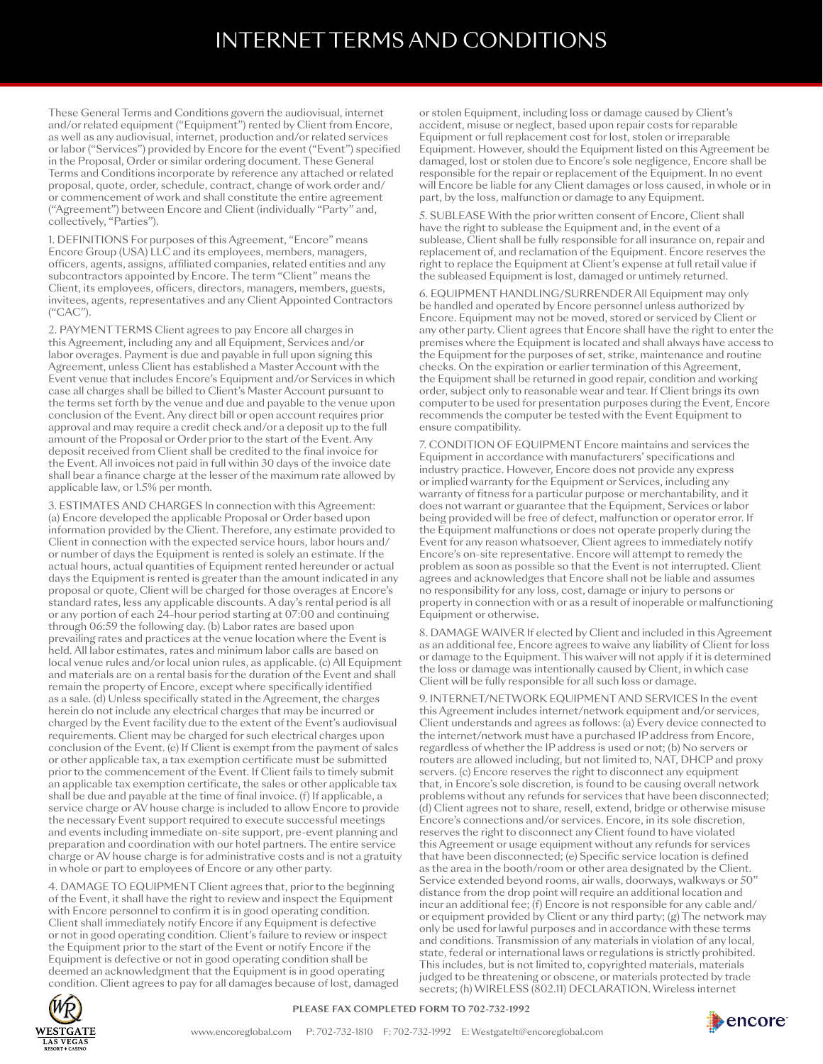# INTERNET TERMS AND CONDITIONS

These General Terms and Conditions govern the audiovisual, internet and/or related equipment ("Equipment") rented by Client from Encore, as well as any audiovisual, internet, production and/or related services or labor ("Services") provided by Encore for the event ("Event") specified in the Proposal, Order or similar ordering document. These General Terms and Conditions incorporate by reference any attached or related proposal, quote, order, schedule, contract, change of work order and/ or commencement of work and shall constitute the entire agreement ("Agreement") between Encore and Client (individually "Party" and, collectively, "Parties").

1. DEFINITIONS For purposes of this Agreement, "Encore" means Encore Group (USA) LLC and its employees, members, managers, officers, agents, assigns, affiliated companies, related entities and any subcontractors appointed by Encore. The term "Client" means the Client, its employees, officers, directors, managers, members, guests, invitees, agents, representatives and any Client Appointed Contractors ("CAC").

2. PAYMENT TERMS Client agrees to pay Encore all charges in this Agreement, including any and all Equipment, Services and/or labor overages. Payment is due and payable in full upon signing this Agreement, unless Client has established a Master Account with the Event venue that includes Encore's Equipment and/or Services in which case all charges shall be billed to Client's Master Account pursuant to the terms set forth by the venue and due and payable to the venue upon conclusion of the Event. Any direct bill or open account requires prior approval and may require a credit check and/or a deposit up to the full amount of the Proposal or Order prior to the start of the Event. Any deposit received from Client shall be credited to the final invoice for the Event. All invoices not paid in full within 30 days of the invoice date shall bear a finance charge at the lesser of the maximum rate allowed by applicable law, or 1.5% per month.

3. ESTIMATES AND CHARGES In connection with this Agreement: (a) Encore developed the applicable Proposal or Order based upon information provided by the Client. Therefore, any estimate provided to Client in connection with the expected service hours, labor hours and/ or number of days the Equipment is rented is solely an estimate. If the actual hours, actual quantities of Equipment rented hereunder or actual days the Equipment is rented is greater than the amount indicated in any proposal or quote, Client will be charged for those overages at Encore's standard rates, less any applicable discounts. A day's rental period is all or any portion of each 24-hour period starting at 07:00 and continuing through 06:59 the following day. (b) Labor rates are based upon prevailing rates and practices at the venue location where the Event is held. All labor estimates, rates and minimum labor calls are based on local venue rules and/or local union rules, as applicable. (c) All Equipment and materials are on a rental basis for the duration of the Event and shall remain the property of Encore, except where specifically identified as a sale. (d) Unless specifically stated in the Agreement, the charges herein do not include any electrical charges that may be incurred or charged by the Event facility due to the extent of the Event's audiovisual requirements. Client may be charged for such electrical charges upon conclusion of the Event. (e) If Client is exempt from the payment of sales or other applicable tax, a tax exemption certificate must be submitted prior to the commencement of the Event. If Client fails to timely submit an applicable tax exemption certificate, the sales or other applicable tax shall be due and payable at the time of final invoice. (f) If applicable, a service charge or AV house charge is included to allow Encore to provide the necessary Event support required to execute successful meetings and events including immediate on-site support, pre-event planning and preparation and coordination with our hotel partners. The entire service charge or AV house charge is for administrative costs and is not a gratuity in whole or part to employees of Encore or any other party.

4. DAMAGE TO EQUIPMENT Client agrees that, prior to the beginning of the Event, it shall have the right to review and inspect the Equipment with Encore personnel to confirm it is in good operating condition. Client shall immediately notify Encore if any Equipment is defective or not in good operating condition. Client's failure to review or inspect the Equipment prior to the start of the Event or notify Encore if the Equipment is defective or not in good operating condition shall be deemed an acknowledgment that the Equipment is in good operating condition. Client agrees to pay for all damages because of lost, damaged or stolen Equipment, including loss or damage caused by Client's accident, misuse or neglect, based upon repair costs for reparable Equipment or full replacement cost for lost, stolen or irreparable Equipment. However, should the Equipment listed on this Agreement be damaged, lost or stolen due to Encore's sole negligence, Encore shall be responsible for the repair or replacement of the Equipment. In no event will Encore be liable for any Client damages or loss caused, in whole or in part, by the loss, malfunction or damage to any Equipment.

5. SUBLEASE With the prior written consent of Encore, Client shall have the right to sublease the Equipment and, in the event of a sublease, Client shall be fully responsible for all insurance on, repair and replacement of, and reclamation of the Equipment. Encore reserves the right to replace the Equipment at Client's expense at full retail value if the subleased Equipment is lost, damaged or untimely returned.

6. EQUIPMENT HANDLING/SURRENDER All Equipment may only be handled and operated by Encore personnel unless authorized by Encore. Equipment may not be moved, stored or serviced by Client or any other party. Client agrees that Encore shall have the right to enter the premises where the Equipment is located and shall always have access to the Equipment for the purposes of set, strike, maintenance and routine checks. On the expiration or earlier termination of this Agreement, the Equipment shall be returned in good repair, condition and working order, subject only to reasonable wear and tear. If Client brings its own computer to be used for presentation purposes during the Event, Encore recommends the computer be tested with the Event Equipment to ensure compatibility.

7. CONDITION OF EQUIPMENT Encore maintains and services the Equipment in accordance with manufacturers' specifications and industry practice. However, Encore does not provide any express or implied warranty for the Equipment or Services, including any warranty of fitness for a particular purpose or merchantability, and it does not warrant or guarantee that the Equipment, Services or labor being provided will be free of defect, malfunction or operator error. If the Equipment malfunctions or does not operate properly during the Event for any reason whatsoever, Client agrees to immediately notify Encore's on-site representative. Encore will attempt to remedy the problem as soon as possible so that the Event is not interrupted. Client agrees and acknowledges that Encore shall not be liable and assumes no responsibility for any loss, cost, damage or injury to persons or property in connection with or as a result of inoperable or malfunctioning Equipment or otherwise.

8. DAMAGE WAIVER If elected by Client and included in this Agreement as an additional fee, Encore agrees to waive any liability of Client for loss or damage to the Equipment. This waiver will not apply if it is determined the loss or damage was intentionally caused by Client, in which case Client will be fully responsible for all such loss or damage.

9. INTERNET/NETWORK EQUIPMENT AND SERVICES In the event this Agreement includes internet/network equipment and/or services, Client understands and agrees as follows: (a) Every device connected to the internet/network must have a purchased IP address from Encore, regardless of whether the IP address is used or not; (b) No servers or routers are allowed including, but not limited to, NAT, DHCP and proxy servers. (c) Encore reserves the right to disconnect any equipment that, in Encore's sole discretion, is found to be causing overall network problems without any refunds for services that have been disconnected; (d) Client agrees not to share, resell, extend, bridge or otherwise misuse Encore's connections and/or services. Encore, in its sole discretion, reserves the right to disconnect any Client found to have violated this Agreement or usage equipment without any refunds for services that have been disconnected; (e) Specific service location is defined as the area in the booth/room or other area designated by the Client. Service extended beyond rooms, air walls, doorways, walkways or 50" distance from the drop point will require an additional location and incur an additional fee; (f) Encore is not responsible for any cable and/ or equipment provided by Client or any third party; (g) The network may only be used for lawful purposes and in accordance with these terms and conditions. Transmission of any materials in violation of any local, state, federal or international laws or regulations is strictly prohibited. This includes, but is not limited to, copyrighted materials, materials judged to be threatening or obscene, or materials protected by trade secrets; (h) WIRELESS (802.11) DECLARATION. Wireless internet

**PLEASE FAX COMPLETED FORM TO 702-732-1992**

www.encoreglobal.com P: 702-732-1810 F: 702-732-1992 E: WestgateIt@encoreglobal.com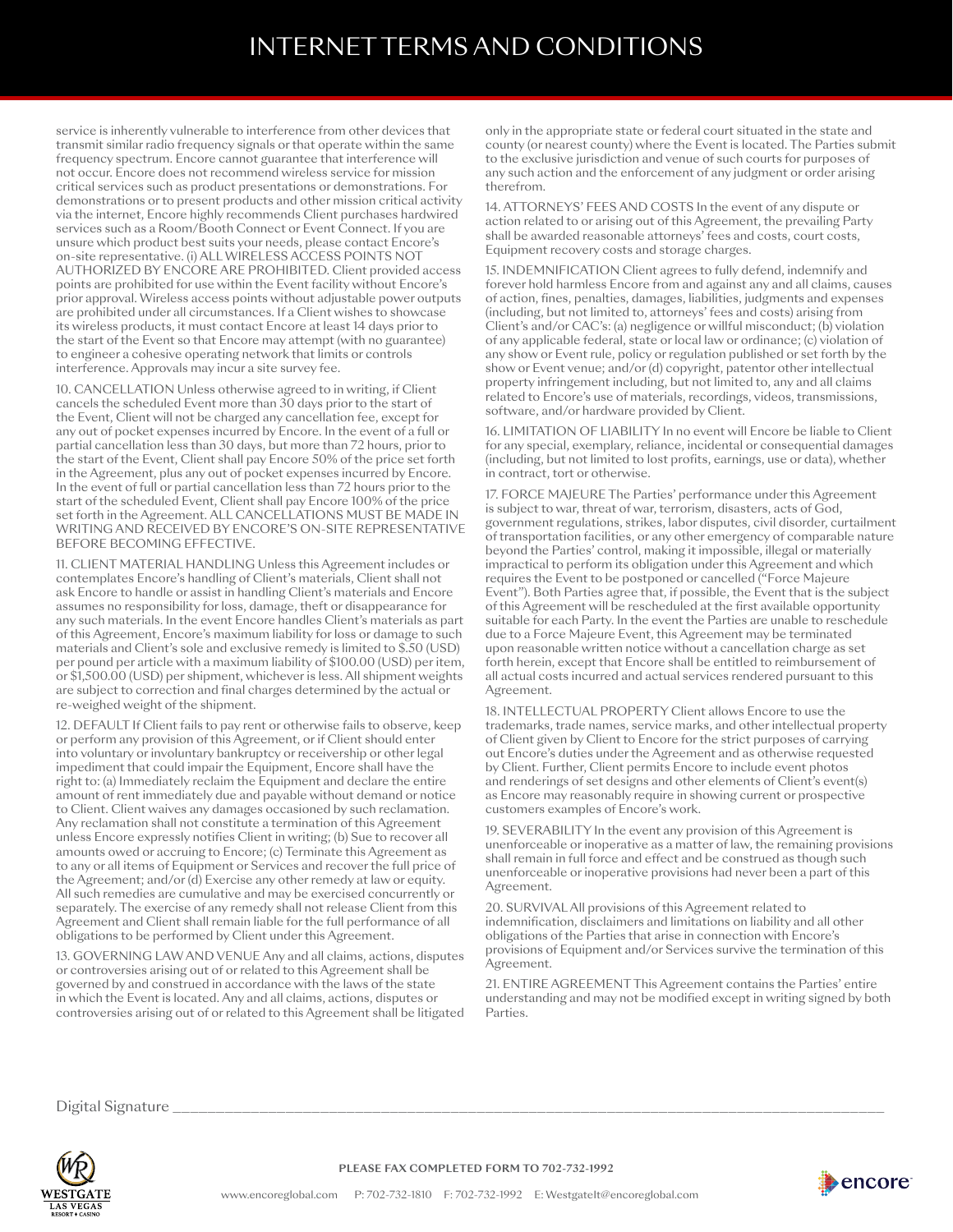service is inherently vulnerable to interference from other devices that transmit similar radio frequency signals or that operate within the same frequency spectrum. Encore cannot guarantee that interference will not occur. Encore does not recommend wireless service for mission critical services such as product presentations or demonstrations. For demonstrations or to present products and other mission critical activity via the internet, Encore highly recommends Client purchases hardwired services such as a Room/Booth Connect or Event Connect. If you are unsure which product best suits your needs, please contact Encore's on-site representative. (i) ALL WIRELESS ACCESS POINTS NOT AUTHORIZED BY ENCORE ARE PROHIBITED. Client provided access points are prohibited for use within the Event facility without Encore's prior approval. Wireless access points without adjustable power outputs are prohibited under all circumstances. If a Client wishes to showcase its wireless products, it must contact Encore at least 14 days prior to the start of the Event so that Encore may attempt (with no guarantee) to engineer a cohesive operating network that limits or controls interference. Approvals may incur a site survey fee.

10. CANCELLATION Unless otherwise agreed to in writing, if Client cancels the scheduled Event more than 30 days prior to the start of the Event, Client will not be charged any cancellation fee, except for any out of pocket expenses incurred by Encore. In the event of a full or partial cancellation less than 30 days, but more than 72 hours, prior to the start of the Event, Client shall pay Encore 50% of the price set forth in the Agreement, plus any out of pocket expenses incurred by Encore. In the event of full or partial cancellation less than 72 hours prior to the start of the scheduled Event, Client shall pay Encore 100% of the price set forth in the Agreement. ALL CANCELLATIONS MUST BE MADE IN WRITING AND RECEIVED BY ENCORE'S ON-SITE REPRESENTATIVE BEFORE BECOMING EFFECTIVE.

11. CLIENT MATERIAL HANDLING Unless this Agreement includes or contemplates Encore's handling of Client's materials, Client shall not ask Encore to handle or assist in handling Client's materials and Encore assumes no responsibility for loss, damage, theft or disappearance for any such materials. In the event Encore handles Client's materials as part of this Agreement, Encore's maximum liability for loss or damage to such materials and Client's sole and exclusive remedy is limited to $.50 (USD) per pound per article with a maximum liability of $100.00 (USD) per item, or $1,500.00 (USD) per shipment, whichever is less. All shipment weights are subject to correction and final charges determined by the actual or re-weighed weight of the shipment.

12. DEFAULT If Client fails to pay rent or otherwise fails to observe, keep or perform any provision of this Agreement, or if Client should enter into voluntary or involuntary bankruptcy or receivership or other legal impediment that could impair the Equipment, Encore shall have the right to: (a) Immediately reclaim the Equipment and declare the entire amount of rent immediately due and payable without demand or notice to Client. Client waives any damages occasioned by such reclamation. Any reclamation shall not constitute a termination of this Agreement unless Encore expressly notifies Client in writing; (b) Sue to recover all amounts owed or accruing to Encore; (c) Terminate this Agreement as to any or all items of Equipment or Services and recover the full price of the Agreement; and/or (d) Exercise any other remedy at law or equity. All such remedies are cumulative and may be exercised concurrently or separately. The exercise of any remedy shall not release Client from this Agreement and Client shall remain liable for the full performance of all obligations to be performed by Client under this Agreement.

13. GOVERNING LAW AND VENUE Any and all claims, actions, disputes or controversies arising out of or related to this Agreement shall be governed by and construed in accordance with the laws of the state in which the Event is located. Any and all claims, actions, disputes or controversies arising out of or related to this Agreement shall be litigated only in the appropriate state or federal court situated in the state and county (or nearest county) where the Event is located. The Parties submit to the exclusive jurisdiction and venue of such courts for purposes of any such action and the enforcement of any judgment or order arising therefrom.

14. ATTORNEYS' FEES AND COSTS In the event of any dispute or action related to or arising out of this Agreement, the prevailing Party shall be awarded reasonable attorneys' fees and costs, court costs, Equipment recovery costs and storage charges.

15. INDEMNIFICATION Client agrees to fully defend, indemnify and forever hold harmless Encore from and against any and all claims, causes of action, fines, penalties, damages, liabilities, judgments and expenses (including, but not limited to, attorneys' fees and costs) arising from Client's and/or CAC's: (a) negligence or willful misconduct; (b) violation of any applicable federal, state or local law or ordinance; (c) violation of any show or Event rule, policy or regulation published or set forth by the show or Event venue; and/or (d) copyright, patentor other intellectual property infringement including, but not limited to, any and all claims related to Encore's use of materials, recordings, videos, transmissions, software, and/or hardware provided by Client.

16. LIMITATION OF LIABILITY In no event will Encore be liable to Client for any special, exemplary, reliance, incidental or consequential damages (including, but not limited to lost profits, earnings, use or data), whether in contract, tort or otherwise.

17. FORCE MAJEURE The Parties' performance under this Agreement is subject to war, threat of war, terrorism, disasters, acts of God, government regulations, strikes, labor disputes, civil disorder, curtailment of transportation facilities, or any other emergency of comparable nature beyond the Parties' control, making it impossible, illegal or materially impractical to perform its obligation under this Agreement and which requires the Event to be postponed or cancelled ("Force Majeure Event"). Both Parties agree that, if possible, the Event that is the subject of this Agreement will be rescheduled at the first available opportunity suitable for each Party. In the event the Parties are unable to reschedule due to a Force Majeure Event, this Agreement may be terminated upon reasonable written notice without a cancellation charge as set forth herein, except that Encore shall be entitled to reimbursement of all actual costs incurred and actual services rendered pursuant to this Agreement.

18. INTELLECTUAL PROPERTY Client allows Encore to use the trademarks, trade names, service marks, and other intellectual property of Client given by Client to Encore for the strict purposes of carrying out Encore's duties under the Agreement and as otherwise requested by Client. Further, Client permits Encore to include event photos and renderings of set designs and other elements of Client's event(s) as Encore may reasonably require in showing current or prospective customers examples of Encore's work.

19. SEVERABILITY In the event any provision of this Agreement is unenforceable or inoperative as a matter of law, the remaining provisions shall remain in full force and effect and be construed as though such unenforceable or inoperative provisions had never been a part of this Agreement.

20. SURVIVAL All provisions of this Agreement related to indemnification, disclaimers and limitations on liability and all other obligations of the Parties that arise in connection with Encore's provisions of Equipment and/or Services survive the termination of this Agreement.

21. ENTIRE AGREEMENT This Agreement contains the Parties' entire understanding and may not be modified except in writing signed by both Parties.

Digital Signature ______________________________________________

**PLEASE FAX COMPLETED FORM TO 702-732-1992**

www.encoreglobal.com P: 702-732-1810 F: 702-732-1992 E: WestgateIt@encoreglobal.com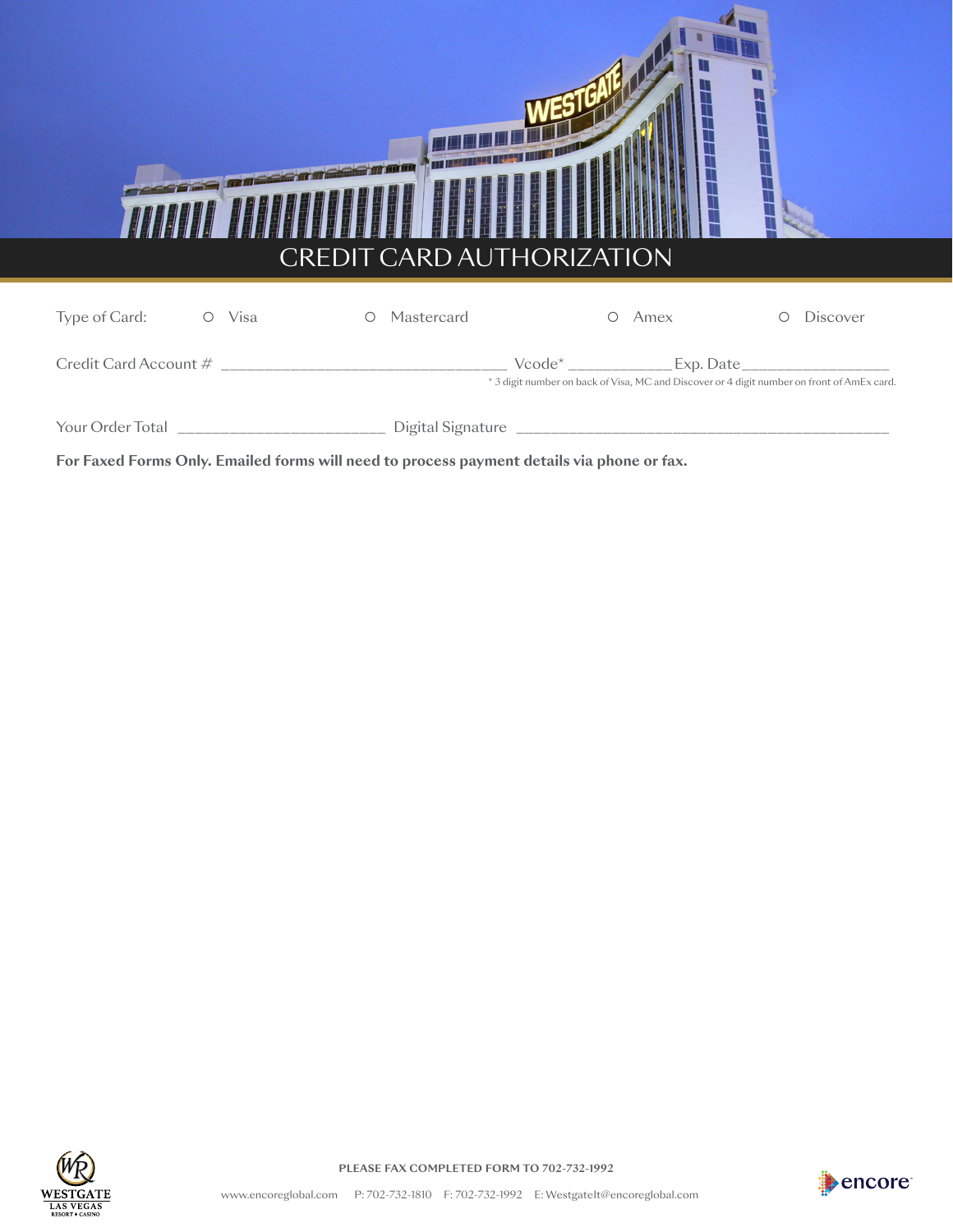# CREDIT CARD AUTHORIZATION

Type of Card: ○ Visa ○ Mastercard ○ Amex ○ Discover

Credit Card Account # ________________________________ Vcode* ____________ Exp. Date________________

* 3 digit number on back of Visa, MC and Discover or 4 digit number on front of AmEx card.

Your Order Total ________________________ Digital Signature ____________________________________________

**For Faxed Forms Only. Emailed forms will need to process payment details via phone or fax.**

PLEASE FAX COMPLETED FORM TO 702-732-1992

www.encoreglobal.com P: 702-732-1810 F: 702-732-1992 E: WestgateIt@encoreglobal.com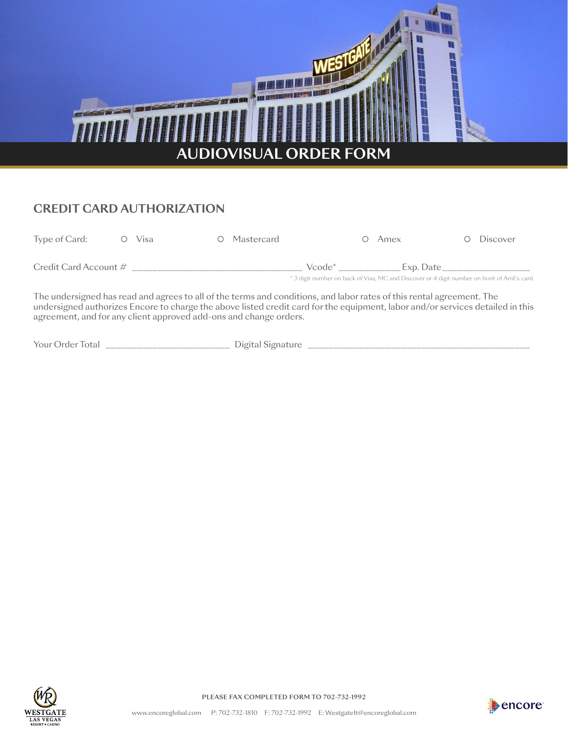# AUDIOVISUAL ORDER FORM

## CREDIT CARD AUTHORIZATION

Type of Card: ○ Visa ○ Mastercard ○ Amex ○ Discover

Credit Card Account # ________________________________ Vcode* ___________ Exp. Date _______________

* 3 digit number on back of Visa, MC and Discover or 4 digit number on front of AmEx card.

The undersigned has read and agrees to all of the terms and conditions, and labor rates of this rental agreement. The undersigned authorizes Encore to charge the above listed credit card for the equipment, labor and/or services detailed in this agreement, and for any client approved add-ons and change orders.

Your Order Total ________________________ Digital Signature ____________________________________________

**PLEASE FAX COMPLETED FORM TO 702-732-1992**

www.encoreglobal.com P: 702-732-1810 F: 702-732-1992 E: WestgateIt@encoreglobal.com